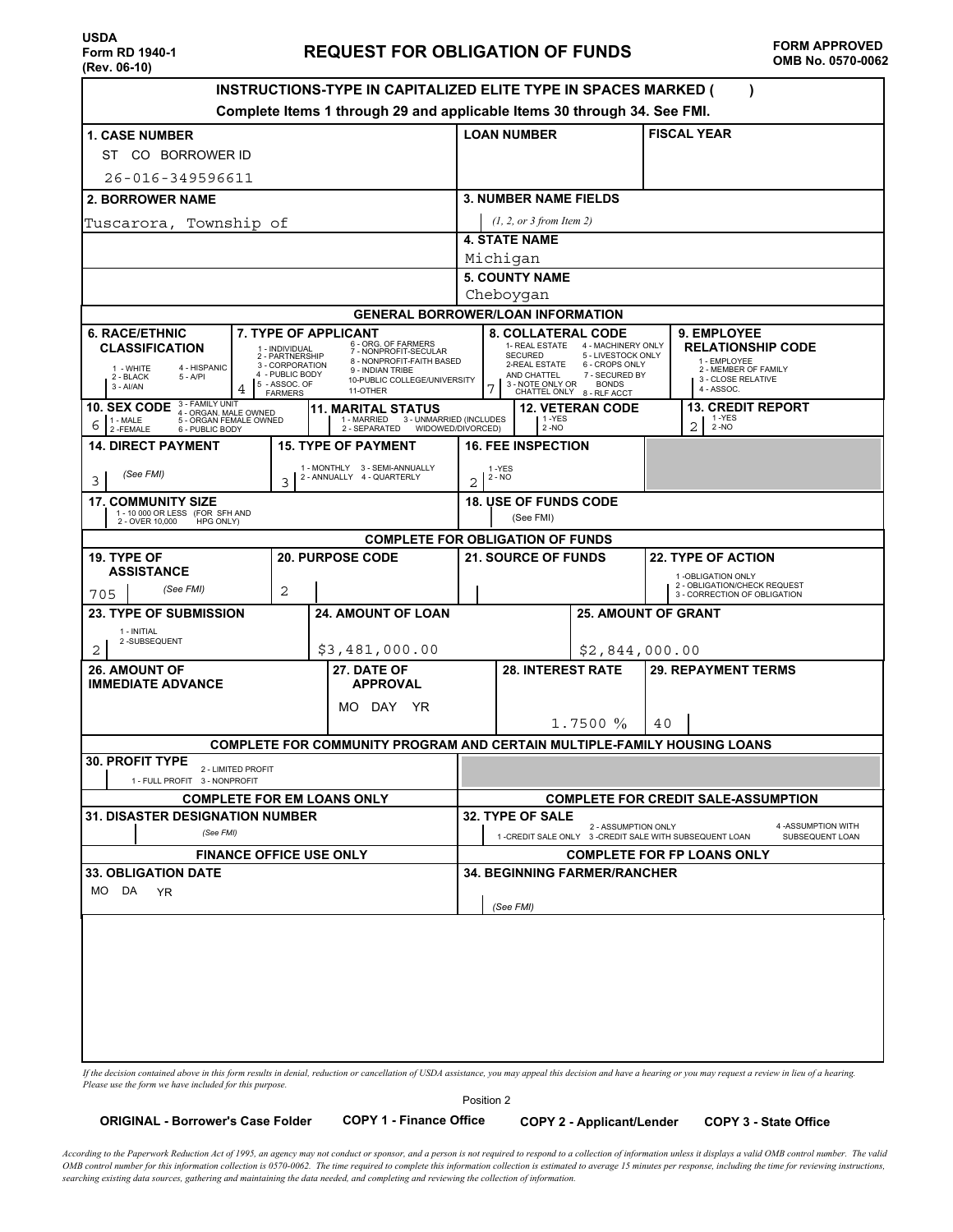USDA
Form RD 1940-1
(Rev. 06-10)

# REQUEST FOR OBLIGATION OF FUNDS

**FORM APPROVED**
**OMB No. 0570-0062**

**INSTRUCTIONS-TYPE IN CAPITALIZED ELITE TYPE IN SPACES MARKED ( )**
**Complete Items 1 through 29 and applicable Items 30 through 34. See FMI.**

| **1. CASE NUMBER** | **LOAN NUMBER** | **FISCAL YEAR** |
|---|---|---|
| ST CO BORROWER ID<br>26-016-349596611 | | |

| **2. BORROWER NAME** | |
|---|---|
| Tuscarora, Township of | **3. NUMBER NAME FIELDS** (1, 2, or 3 from Item 2) |
| | **4. STATE NAME** Michigan |
| | **5. COUNTY NAME** Cheboygan |

## GENERAL BORROWER/LOAN INFORMATION

| **6. RACE/ETHNIC CLASSIFICATION** | **7. TYPE OF APPLICANT** | **8. COLLATERAL CODE** | **9. EMPLOYEE RELATIONSHIP CODE** |
|---|---|---|---|
| 1 - WHITE, 2 - BLACK, 3 - AI/AN, 4 - HISPANIC, 5 - A/PI | 1 - INDIVIDUAL, 2 - PARTNERSHIP, 3 - CORPORATION, 4 - PUBLIC BODY, 5 - ASSOC. OF FARMERS, 6 - ORG. OF FARMERS, 7 - NONPROFIT-SECULAR, 8 - NONPROFIT-FAITH BASED, 9 - INDIAN TRIBE, 10-PUBLIC COLLEGE/UNIVERSITY, 11-OTHER | 1- REAL ESTATE SECURED, 2-REAL ESTATE AND CHATTEL, 3 - NOTE ONLY OR CHATTEL ONLY, 4 - MACHINERY ONLY, 5 - LIVESTOCK ONLY, 6 - CROPS ONLY, 7 - SECURED BY BONDS, 8 - RLF ACCT | 1 - EMPLOYEE, 2 - MEMBER OF FAMILY, 3 - CLOSE RELATIVE, 4 - ASSOC. |
| | 4 | 7 | |

| **10. SEX CODE** | **11. MARITAL STATUS** | **12. VETERAN CODE** | **13. CREDIT REPORT** |
|---|---|---|---|
| 1 - MALE, 2 -FEMALE, 3 - FAMILY UNIT, 4 - ORGAN. MALE OWNED, 5 - ORGAN FEMALE OWNED, 6 - PUBLIC BODY | 1 - MARRIED, 2 - SEPARATED, 3 - UNMARRIED (INCLUDES WIDOWED/DIVORCED) | 1 -YES, 2 -NO | 1 -YES, 2 -NO |
| 6 | | | 2 |

| **14. DIRECT PAYMENT** | **15. TYPE OF PAYMENT** | **16. FEE INSPECTION** |
|---|---|---|
| (See FMI) | 1 - MONTHLY, 2 - ANNUALLY, 3 - SEMI-ANNUALLY, 4 - QUARTERLY | 1 -YES, 2 - NO |
| 3 | 3 | 2 |

| **17. COMMUNITY SIZE** | **18. USE OF FUNDS CODE** |
|---|---|
| 1 - 10 000 OR LESS (FOR SFH AND 2 - OVER 10,000 HPG ONLY) | (See FMI) |

## COMPLETE FOR OBLIGATION OF FUNDS

| **19. TYPE OF ASSISTANCE** | **20. PURPOSE CODE** | **21. SOURCE OF FUNDS** | **22. TYPE OF ACTION** |
|---|---|---|---|
| (See FMI) | | | 1 -OBLIGATION ONLY, 2 - OBLIGATION/CHECK REQUEST, 3 - CORRECTION OF OBLIGATION |
| 705 | 2 | | |

| **23. TYPE OF SUBMISSION** | **24. AMOUNT OF LOAN** | **25. AMOUNT OF GRANT** |
|---|---|---|
| 1 - INITIAL, 2 -SUBSEQUENT | | |
| 2 | $3,481,000.00 | $2,844,000.00 |

| **26. AMOUNT OF IMMEDIATE ADVANCE** | **27. DATE OF APPROVAL** | **28. INTEREST RATE** | **29. REPAYMENT TERMS** |
|---|---|---|---|
| | MO DAY YR | 1.7500 % | 40 |

## COMPLETE FOR COMMUNITY PROGRAM AND CERTAIN MULTIPLE-FAMILY HOUSING LOANS

**30. PROFIT TYPE** 1 - FULL PROFIT, 2 - LIMITED PROFIT, 3 - NONPROFIT

| COMPLETE FOR EM LOANS ONLY | COMPLETE FOR CREDIT SALE-ASSUMPTION |
|---|---|
| **31. DISASTER DESIGNATION NUMBER** (See FMI) | **32. TYPE OF SALE** 1 -CREDIT SALE ONLY, 2 - ASSUMPTION ONLY, 3 -CREDIT SALE WITH SUBSEQUENT LOAN, 4 -ASSUMPTION WITH SUBSEQUENT LOAN |

| FINANCE OFFICE USE ONLY | COMPLETE FOR FP LOANS ONLY |
|---|---|
| **33. OBLIGATION DATE** MO DA YR | **34. BEGINNING FARMER/RANCHER** (See FMI) |

*If the decision contained above in this form results in denial, reduction or cancellation of USDA assistance, you may appeal this decision and have a hearing or you may request a review in lieu of a hearing. Please use the form we have included for this purpose.*

Position 2

**ORIGINAL - Borrower's Case Folder** **COPY 1 - Finance Office** **COPY 2 - Applicant/Lender** **COPY 3 - State Office**

*According to the Paperwork Reduction Act of 1995, an agency may not conduct or sponsor, and a person is not required to respond to a collection of information unless it displays a valid OMB control number. The valid OMB control number for this information collection is 0570-0062. The time required to complete this information collection is estimated to average 15 minutes per response, including the time for reviewing instructions, searching existing data sources, gathering and maintaining the data needed, and completing and reviewing the collection of information.*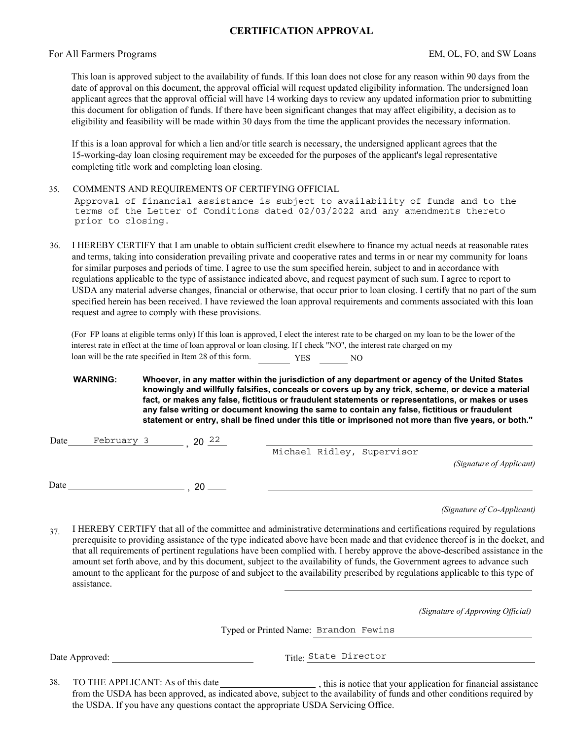# CERTIFICATION APPROVAL

For All Farmers Programs

EM, OL, FO, and SW Loans

This loan is approved subject to the availability of funds. If this loan does not close for any reason within 90 days from the date of approval on this document, the approval official will request updated eligibility information. The undersigned loan applicant agrees that the approval official will have 14 working days to review any updated information prior to submitting this document for obligation of funds. If there have been significant changes that may affect eligibility, a decision as to eligibility and feasibility will be made within 30 days from the time the applicant provides the necessary information.

If this is a loan approval for which a lien and/or title search is necessary, the undersigned applicant agrees that the 15-working-day loan closing requirement may be exceeded for the purposes of the applicant's legal representative completing title work and completing loan closing.

35. COMMENTS AND REQUIREMENTS OF CERTIFYING OFFICIAL

Approval of financial assistance is subject to availability of funds and to the terms of the Letter of Conditions dated 02/03/2022 and any amendments thereto prior to closing.

36. I HEREBY CERTIFY that I am unable to obtain sufficient credit elsewhere to finance my actual needs at reasonable rates and terms, taking into consideration prevailing private and cooperative rates and terms in or near my community for loans for similar purposes and periods of time. I agree to use the sum specified herein, subject to and in accordance with regulations applicable to the type of assistance indicated above, and request payment of such sum. I agree to report to USDA any material adverse changes, financial or otherwise, that occur prior to loan closing. I certify that no part of the sum specified herein has been received. I have reviewed the loan approval requirements and comments associated with this loan request and agree to comply with these provisions.

(For FP loans at eligible terms only) If this loan is approved, I elect the interest rate to be charged on my loan to be the lower of the interest rate in effect at the time of loan approval or loan closing. If I check "NO", the interest rate charged on my loan will be the rate specified in Item 28 of this form. ______ YES ______ NO

**WARNING:** **Whoever, in any matter within the jurisdiction of any department or agency of the United States knowingly and willfully falsifies, conceals or covers up by any trick, scheme, or device a material fact, or makes any false, fictitious or fraudulent statements or representations, or makes or uses any false writing or document knowing the same to contain any false, fictitious or fraudulent statement or entry, shall be fined under this title or imprisoned not more than five years, or both."**

Date February 3 , 20 22

Michael Ridley, Supervisor

*(Signature of Applicant)*

Date ______________ , 20 ____

*(Signature of Co-Applicant)*

37. I HEREBY CERTIFY that all of the committee and administrative determinations and certifications required by regulations prerequisite to providing assistance of the type indicated above have been made and that evidence thereof is in the docket, and that all requirements of pertinent regulations have been complied with. I hereby approve the above-described assistance in the amount set forth above, and by this document, subject to the availability of funds, the Government agrees to advance such amount to the applicant for the purpose of and subject to the availability prescribed by regulations applicable to this type of assistance.

*(Signature of Approving Official)*

Typed or Printed Name: Brandon Fewins

Date Approved: ______________

Title: State Director

38. TO THE APPLICANT: As of this date ______________ , this is notice that your application for financial assistance from the USDA has been approved, as indicated above, subject to the availability of funds and other conditions required by the USDA. If you have any questions contact the appropriate USDA Servicing Office.